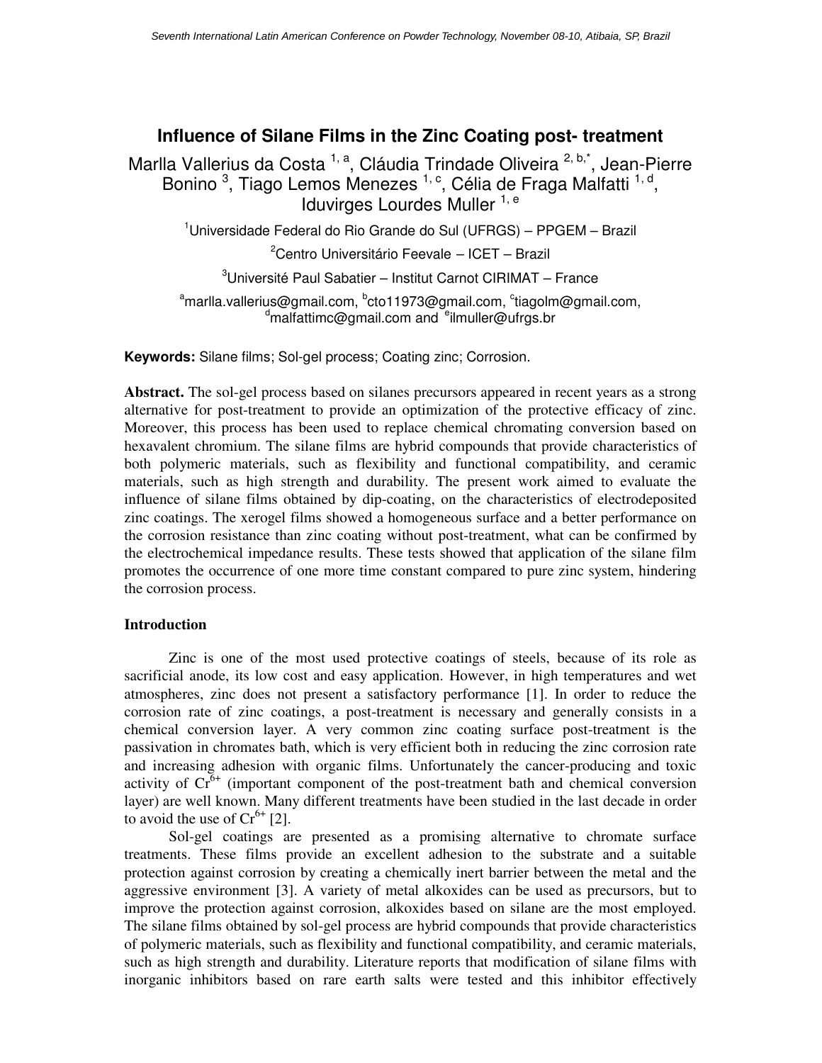# Influence of Silane Films in the Zinc Coating post- treatment

Marlla Vallerius da Costa [1, a], Cláudia Trindade Oliveira [2, b,*], Jean-Pierre Bonino [3], Tiago Lemos Menezes [1, c], Célia de Fraga Malfatti [1, d], Iduvirges Lourdes Muller [1, e]

[1]Universidade Federal do Rio Grande do Sul (UFRGS) – PPGEM – Brazil

[2]Centro Universitário Feevale – ICET – Brazil

[3]Université Paul Sabatier – Institut Carnot CIRIMAT – France

[a]marlla.vallerius@gmail.com, [b]cto11973@gmail.com, [c]tiagolm@gmail.com, [d]malfattimc@gmail.com and [e]ilmuller@ufrgs.br

**Keywords:** Silane films; Sol-gel process; Coating zinc; Corrosion.

**Abstract.** The sol-gel process based on silanes precursors appeared in recent years as a strong alternative for post-treatment to provide an optimization of the protective efficacy of zinc. Moreover, this process has been used to replace chemical chromating conversion based on hexavalent chromium. The silane films are hybrid compounds that provide characteristics of both polymeric materials, such as flexibility and functional compatibility, and ceramic materials, such as high strength and durability. The present work aimed to evaluate the influence of silane films obtained by dip-coating, on the characteristics of electrodeposited zinc coatings. The xerogel films showed a homogeneous surface and a better performance on the corrosion resistance than zinc coating without post-treatment, what can be confirmed by the electrochemical impedance results. These tests showed that application of the silane film promotes the occurrence of one more time constant compared to pure zinc system, hindering the corrosion process.

## Introduction

Zinc is one of the most used protective coatings of steels, because of its role as sacrificial anode, its low cost and easy application. However, in high temperatures and wet atmospheres, zinc does not present a satisfactory performance [1]. In order to reduce the corrosion rate of zinc coatings, a post-treatment is necessary and generally consists in a chemical conversion layer. A very common zinc coating surface post-treatment is the passivation in chromates bath, which is very efficient both in reducing the zinc corrosion rate and increasing adhesion with organic films. Unfortunately the cancer-producing and toxic activity of $Cr^{6+}$ (important component of the post-treatment bath and chemical conversion layer) are well known. Many different treatments have been studied in the last decade in order to avoid the use of $Cr^{6+}$ [2].

Sol-gel coatings are presented as a promising alternative to chromate surface treatments. These films provide an excellent adhesion to the substrate and a suitable protection against corrosion by creating a chemically inert barrier between the metal and the aggressive environment [3]. A variety of metal alkoxides can be used as precursors, but to improve the protection against corrosion, alkoxides based on silane are the most employed. The silane films obtained by sol-gel process are hybrid compounds that provide characteristics of polymeric materials, such as flexibility and functional compatibility, and ceramic materials, such as high strength and durability. Literature reports that modification of silane films with inorganic inhibitors based on rare earth salts were tested and this inhibitor effectively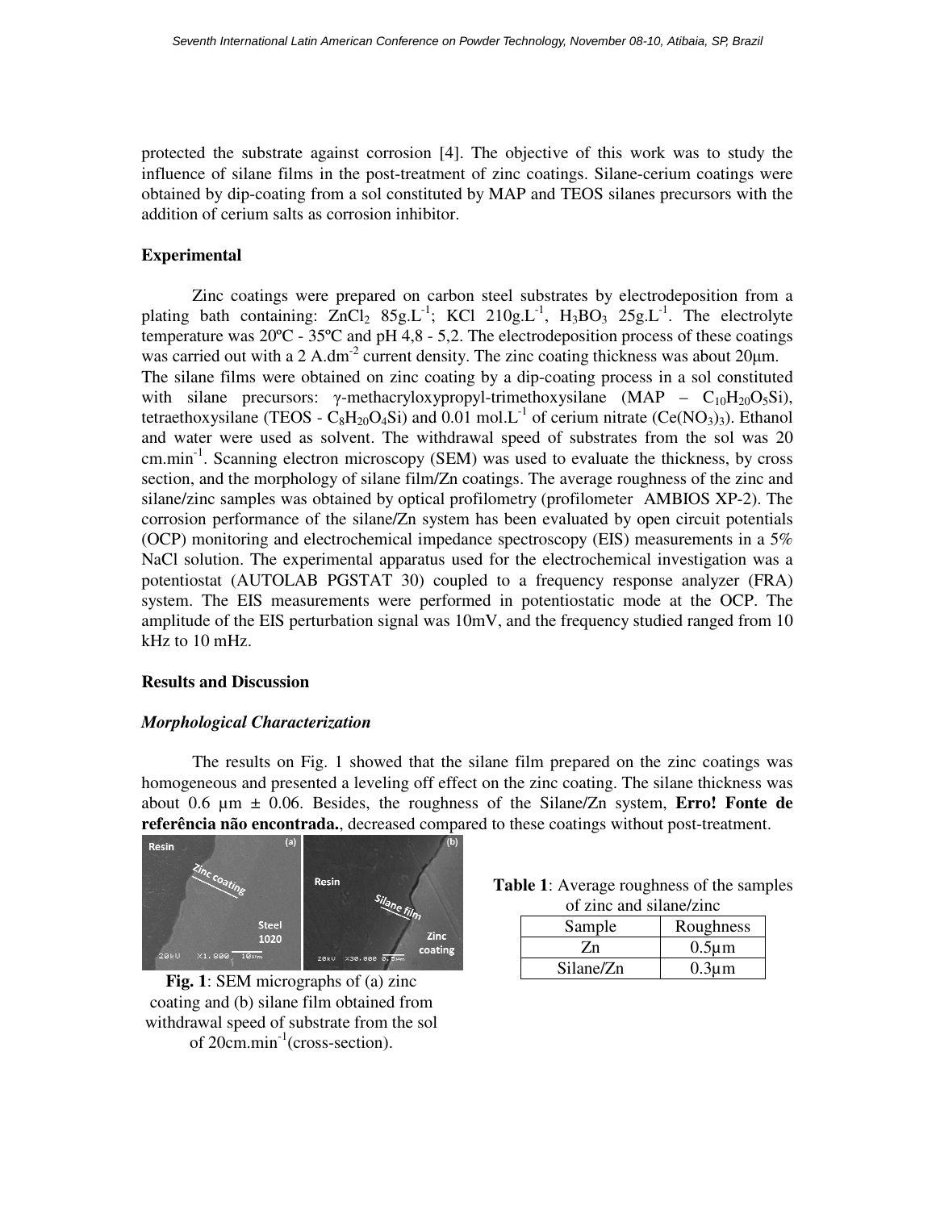protected the substrate against corrosion [4]. The objective of this work was to study the influence of silane films in the post-treatment of zinc coatings. Silane-cerium coatings were obtained by dip-coating from a sol constituted by MAP and TEOS silanes precursors with the addition of cerium salts as corrosion inhibitor.

## Experimental

Zinc coatings were prepared on carbon steel substrates by electrodeposition from a plating bath containing: $ZnCl_2$ 85g.L$^{-1}$; KCl 210g.L$^{-1}$, $H_3BO_3$ 25g.L$^{-1}$. The electrolyte temperature was 20ºC - 35ºC and pH 4,8 - 5,2. The electrodeposition process of these coatings was carried out with a 2 A.dm$^{-2}$ current density. The zinc coating thickness was about 20µm.
The silane films were obtained on zinc coating by a dip-coating process in a sol constituted with silane precursors: γ-methacryloxypropyl-trimethoxysilane (MAP – $C_{10}H_{20}O_5Si$), tetraethoxysilane (TEOS - $C_8H_{20}O_4Si$) and 0.01 mol.L$^{-1}$ of cerium nitrate ($Ce(NO_3)_3$). Ethanol and water were used as solvent. The withdrawal speed of substrates from the sol was 20 cm.min$^{-1}$. Scanning electron microscopy (SEM) was used to evaluate the thickness, by cross section, and the morphology of silane film/Zn coatings. The average roughness of the zinc and silane/zinc samples was obtained by optical profilometry (profilometer AMBIOS XP-2). The corrosion performance of the silane/Zn system has been evaluated by open circuit potentials (OCP) monitoring and electrochemical impedance spectroscopy (EIS) measurements in a 5% NaCl solution. The experimental apparatus used for the electrochemical investigation was a potentiostat (AUTOLAB PGSTAT 30) coupled to a frequency response analyzer (FRA) system. The EIS measurements were performed in potentiostatic mode at the OCP. The amplitude of the EIS perturbation signal was 10mV, and the frequency studied ranged from 10 kHz to 10 mHz.

## Results and Discussion

### *Morphological Characterization*

The results on Fig. 1 showed that the silane film prepared on the zinc coatings was homogeneous and presented a leveling off effect on the zinc coating. The silane thickness was about 0.6 µm ± 0.06. Besides, the roughness of the Silane/Zn system, **Erro! Fonte de referência não encontrada.**, decreased compared to these coatings without post-treatment.

**Fig. 1**: SEM micrographs of (a) zinc coating and (b) silane film obtained from withdrawal speed of substrate from the sol of 20cm.min$^{-1}$(cross-section).

**Table 1**: Average roughness of the samples of zinc and silane/zinc

| Sample | Roughness |
|---|---|
| Zn | 0.5µm |
| Silane/Zn | 0.3µm |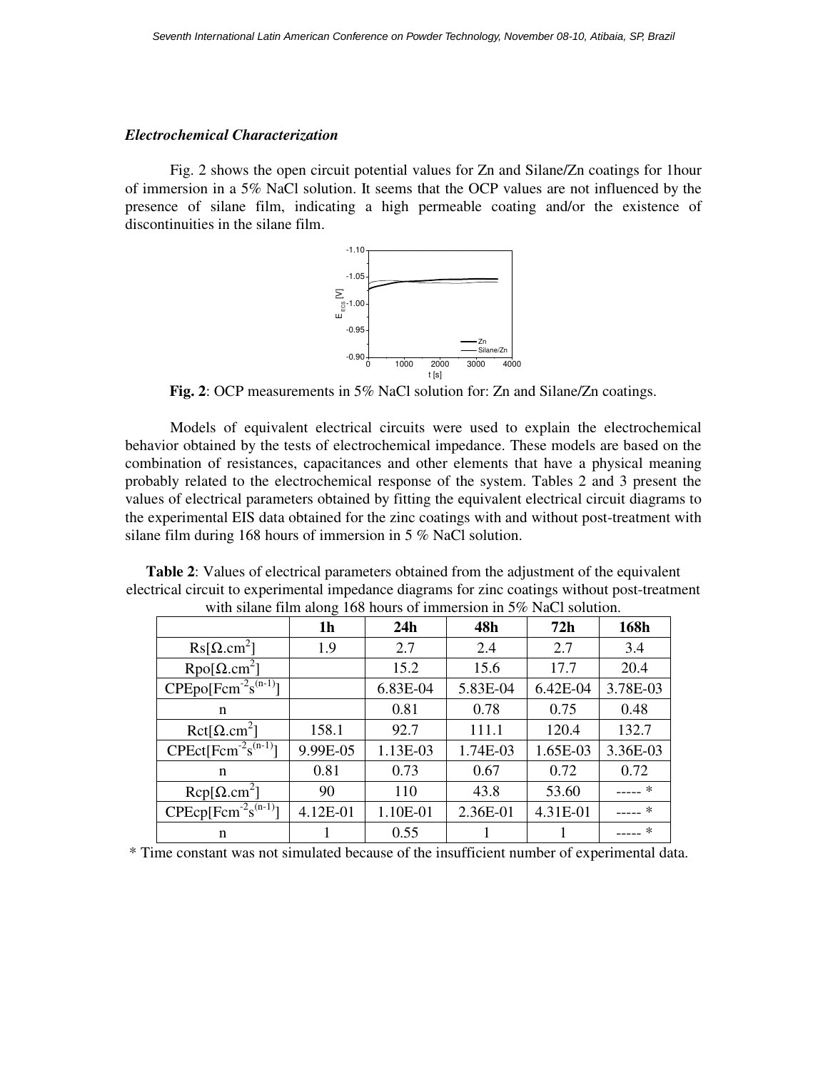***Electrochemical Characterization***

Fig. 2 shows the open circuit potential values for Zn and Silane/Zn coatings for 1hour of immersion in a 5% NaCl solution. It seems that the OCP values are not influenced by the presence of silane film, indicating a high permeable coating and/or the existence of discontinuities in the silane film.

**Fig. 2**: OCP measurements in 5% NaCl solution for: Zn and Silane/Zn coatings.

Models of equivalent electrical circuits were used to explain the electrochemical behavior obtained by the tests of electrochemical impedance. These models are based on the combination of resistances, capacitances and other elements that have a physical meaning probably related to the electrochemical response of the system. Tables 2 and 3 present the values of electrical parameters obtained by fitting the equivalent electrical circuit diagrams to the experimental EIS data obtained for the zinc coatings with and without post-treatment with silane film during 168 hours of immersion in 5 % NaCl solution.

**Table 2**: Values of electrical parameters obtained from the adjustment of the equivalent electrical circuit to experimental impedance diagrams for zinc coatings without post-treatment with silane film along 168 hours of immersion in 5% NaCl solution.

| | **1h** | **24h** | **48h** | **72h** | **168h** |
|---|---|---|---|---|---|
| Rs[Ω.cm$^2$] | 1.9 | 2.7 | 2.4 | 2.7 | 3.4 |
| Rpo[Ω.cm$^2$] | | 15.2 | 15.6 | 17.7 | 20.4 |
| CPEpo[Fcm$^{-2}$s$^{(n-1)}$] | | 6.83E-04 | 5.83E-04 | 6.42E-04 | 3.78E-03 |
| n | | 0.81 | 0.78 | 0.75 | 0.48 |
| Rct[Ω.cm$^2$] | 158.1 | 92.7 | 111.1 | 120.4 | 132.7 |
| CPEct[Fcm$^{-2}$s$^{(n-1)}$] | 9.99E-05 | 1.13E-03 | 1.74E-03 | 1.65E-03 | 3.36E-03 |
| n | 0.81 | 0.73 | 0.67 | 0.72 | 0.72 |
| Rcp[Ω.cm$^2$] | 90 | 110 | 43.8 | 53.60 | ----- * |
| CPEcp[Fcm$^{-2}$s$^{(n-1)}$] | 4.12E-01 | 1.10E-01 | 2.36E-01 | 4.31E-01 | ----- * |
| n | 1 | 0.55 | 1 | 1 | ----- * |

* Time constant was not simulated because of the insufficient number of experimental data.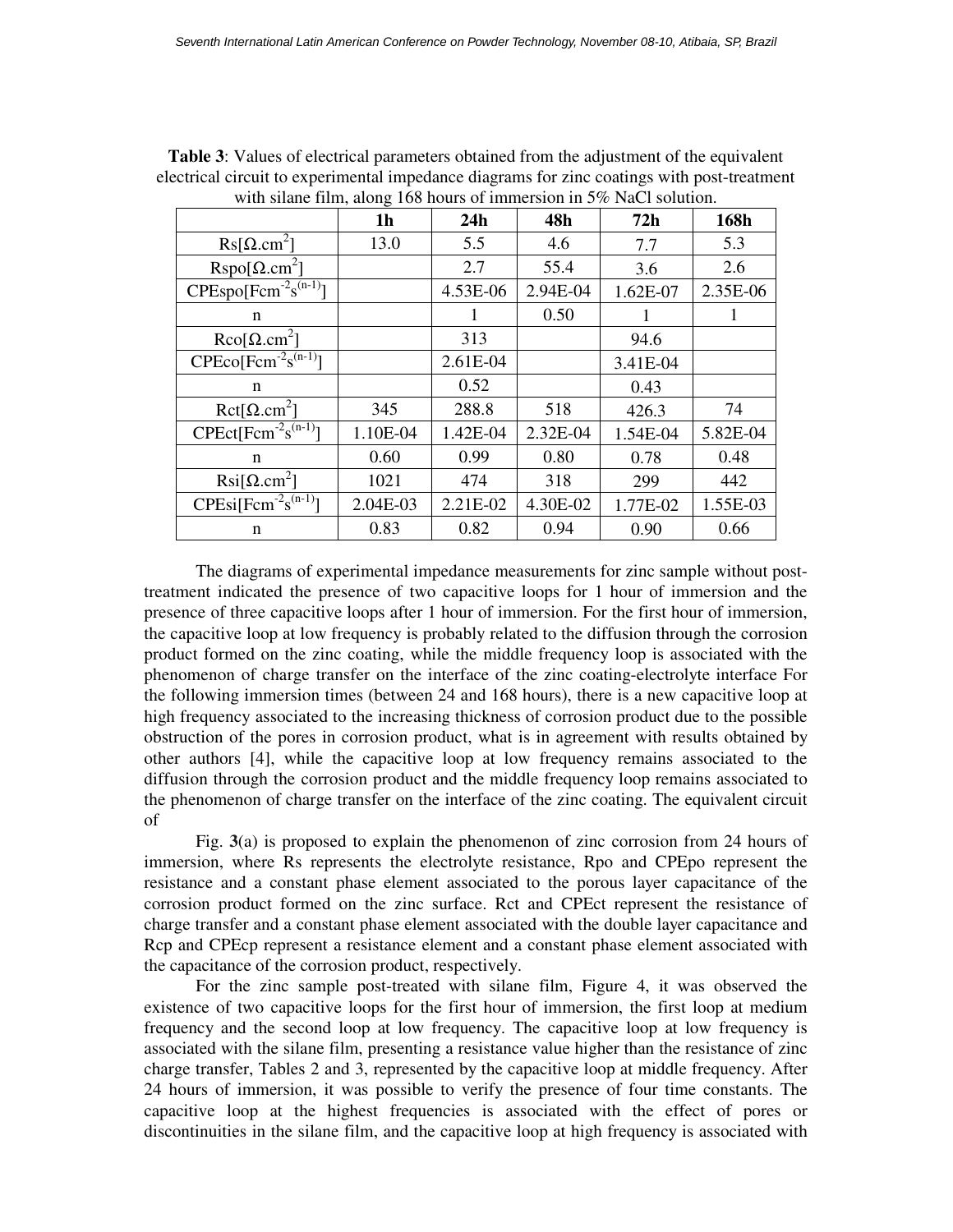**Table 3**: Values of electrical parameters obtained from the adjustment of the equivalent electrical circuit to experimental impedance diagrams for zinc coatings with post-treatment with silane film, along 168 hours of immersion in 5% NaCl solution.

| | 1h | 24h | 48h | 72h | 168h |
|---|---|---|---|---|---|
| Rs[$\Omega.cm^2$] | 13.0 | 5.5 | 4.6 | 7.7 | 5.3 |
| Rspo[$\Omega.cm^2$] | | 2.7 | 55.4 | 3.6 | 2.6 |
| CPEspo[$Fcm^{-2}s^{(n-1)}$] | | 4.53E-06 | 2.94E-04 | 1.62E-07 | 2.35E-06 |
| n | | 1 | 0.50 | 1 | 1 |
| Rco[$\Omega.cm^2$] | | 313 | | 94.6 | |
| CPEco[$Fcm^{-2}s^{(n-1)}$] | | 2.61E-04 | | 3.41E-04 | |
| n | | 0.52 | | 0.43 | |
| Rct[$\Omega.cm^2$] | 345 | 288.8 | 518 | 426.3 | 74 |
| CPEct[$Fcm^{-2}s^{(n-1)}$] | 1.10E-04 | 1.42E-04 | 2.32E-04 | 1.54E-04 | 5.82E-04 |
| n | 0.60 | 0.99 | 0.80 | 0.78 | 0.48 |
| Rsi[$\Omega.cm^2$] | 1021 | 474 | 318 | 299 | 442 |
| CPEsi[$Fcm^{-2}s^{(n-1)}$] | 2.04E-03 | 2.21E-02 | 4.30E-02 | 1.77E-02 | 1.55E-03 |
| n | 0.83 | 0.82 | 0.94 | 0.90 | 0.66 |

The diagrams of experimental impedance measurements for zinc sample without post-treatment indicated the presence of two capacitive loops for 1 hour of immersion and the presence of three capacitive loops after 1 hour of immersion. For the first hour of immersion, the capacitive loop at low frequency is probably related to the diffusion through the corrosion product formed on the zinc coating, while the middle frequency loop is associated with the phenomenon of charge transfer on the interface of the zinc coating-electrolyte interface For the following immersion times (between 24 and 168 hours), there is a new capacitive loop at high frequency associated to the increasing thickness of corrosion product due to the possible obstruction of the pores in corrosion product, what is in agreement with results obtained by other authors [4], while the capacitive loop at low frequency remains associated to the diffusion through the corrosion product and the middle frequency loop remains associated to the phenomenon of charge transfer on the interface of the zinc coating. The equivalent circuit of

Fig. **3**(a) is proposed to explain the phenomenon of zinc corrosion from 24 hours of immersion, where Rs represents the electrolyte resistance, Rpo and CPEpo represent the resistance and a constant phase element associated to the porous layer capacitance of the corrosion product formed on the zinc surface. Rct and CPEct represent the resistance of charge transfer and a constant phase element associated with the double layer capacitance and Rcp and CPEcp represent a resistance element and a constant phase element associated with the capacitance of the corrosion product, respectively.

For the zinc sample post-treated with silane film, Figure 4, it was observed the existence of two capacitive loops for the first hour of immersion, the first loop at medium frequency and the second loop at low frequency. The capacitive loop at low frequency is associated with the silane film, presenting a resistance value higher than the resistance of zinc charge transfer, Tables 2 and 3, represented by the capacitive loop at middle frequency. After 24 hours of immersion, it was possible to verify the presence of four time constants. The capacitive loop at the highest frequencies is associated with the effect of pores or discontinuities in the silane film, and the capacitive loop at high frequency is associated with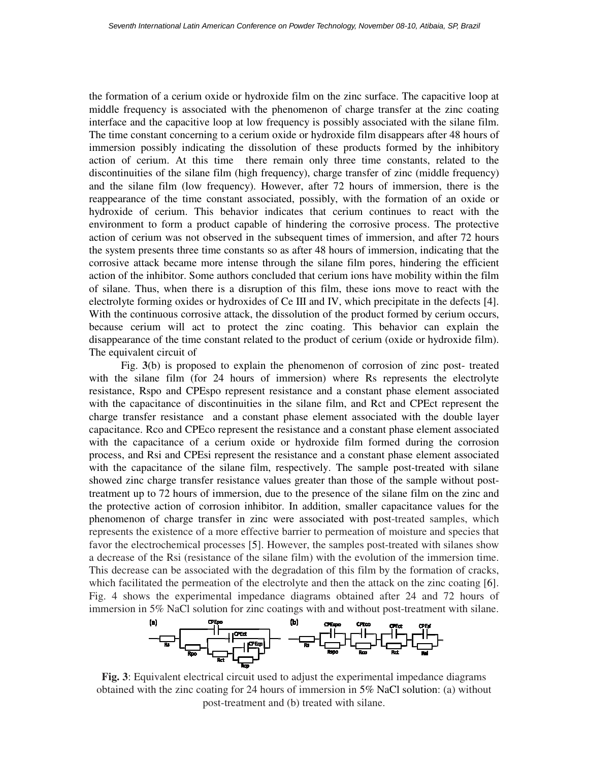the formation of a cerium oxide or hydroxide film on the zinc surface. The capacitive loop at middle frequency is associated with the phenomenon of charge transfer at the zinc coating interface and the capacitive loop at low frequency is possibly associated with the silane film. The time constant concerning to a cerium oxide or hydroxide film disappears after 48 hours of immersion possibly indicating the dissolution of these products formed by the inhibitory action of cerium. At this time there remain only three time constants, related to the discontinuities of the silane film (high frequency), charge transfer of zinc (middle frequency) and the silane film (low frequency). However, after 72 hours of immersion, there is the reappearance of the time constant associated, possibly, with the formation of an oxide or hydroxide of cerium. This behavior indicates that cerium continues to react with the environment to form a product capable of hindering the corrosive process. The protective action of cerium was not observed in the subsequent times of immersion, and after 72 hours the system presents three time constants so as after 48 hours of immersion, indicating that the corrosive attack became more intense through the silane film pores, hindering the efficient action of the inhibitor. Some authors concluded that cerium ions have mobility within the film of silane. Thus, when there is a disruption of this film, these ions move to react with the electrolyte forming oxides or hydroxides of Ce III and IV, which precipitate in the defects [4]. With the continuous corrosive attack, the dissolution of the product formed by cerium occurs, because cerium will act to protect the zinc coating. This behavior can explain the disappearance of the time constant related to the product of cerium (oxide or hydroxide film). The equivalent circuit of

Fig. **3**(b) is proposed to explain the phenomenon of corrosion of zinc post- treated with the silane film (for 24 hours of immersion) where Rs represents the electrolyte resistance, Rspo and CPEspo represent resistance and a constant phase element associated with the capacitance of discontinuities in the silane film, and Rct and CPEct represent the charge transfer resistance and a constant phase element associated with the double layer capacitance. Rco and CPEco represent the resistance and a constant phase element associated with the capacitance of a cerium oxide or hydroxide film formed during the corrosion process, and Rsi and CPEsi represent the resistance and a constant phase element associated with the capacitance of the silane film, respectively. The sample post-treated with silane showed zinc charge transfer resistance values greater than those of the sample without post-treatment up to 72 hours of immersion, due to the presence of the silane film on the zinc and the protective action of corrosion inhibitor. In addition, smaller capacitance values for the phenomenon of charge transfer in zinc were associated with post-treated samples, which represents the existence of a more effective barrier to permeation of moisture and species that favor the electrochemical processes [5]. However, the samples post-treated with silanes show a decrease of the Rsi (resistance of the silane film) with the evolution of the immersion time. This decrease can be associated with the degradation of this film by the formation of cracks, which facilitated the permeation of the electrolyte and then the attack on the zinc coating [6]. Fig. 4 shows the experimental impedance diagrams obtained after 24 and 72 hours of immersion in 5% NaCl solution for zinc coatings with and without post-treatment with silane.

**Fig. 3**: Equivalent electrical circuit used to adjust the experimental impedance diagrams obtained with the zinc coating for 24 hours of immersion in 5% NaCl solution: (a) without post-treatment and (b) treated with silane.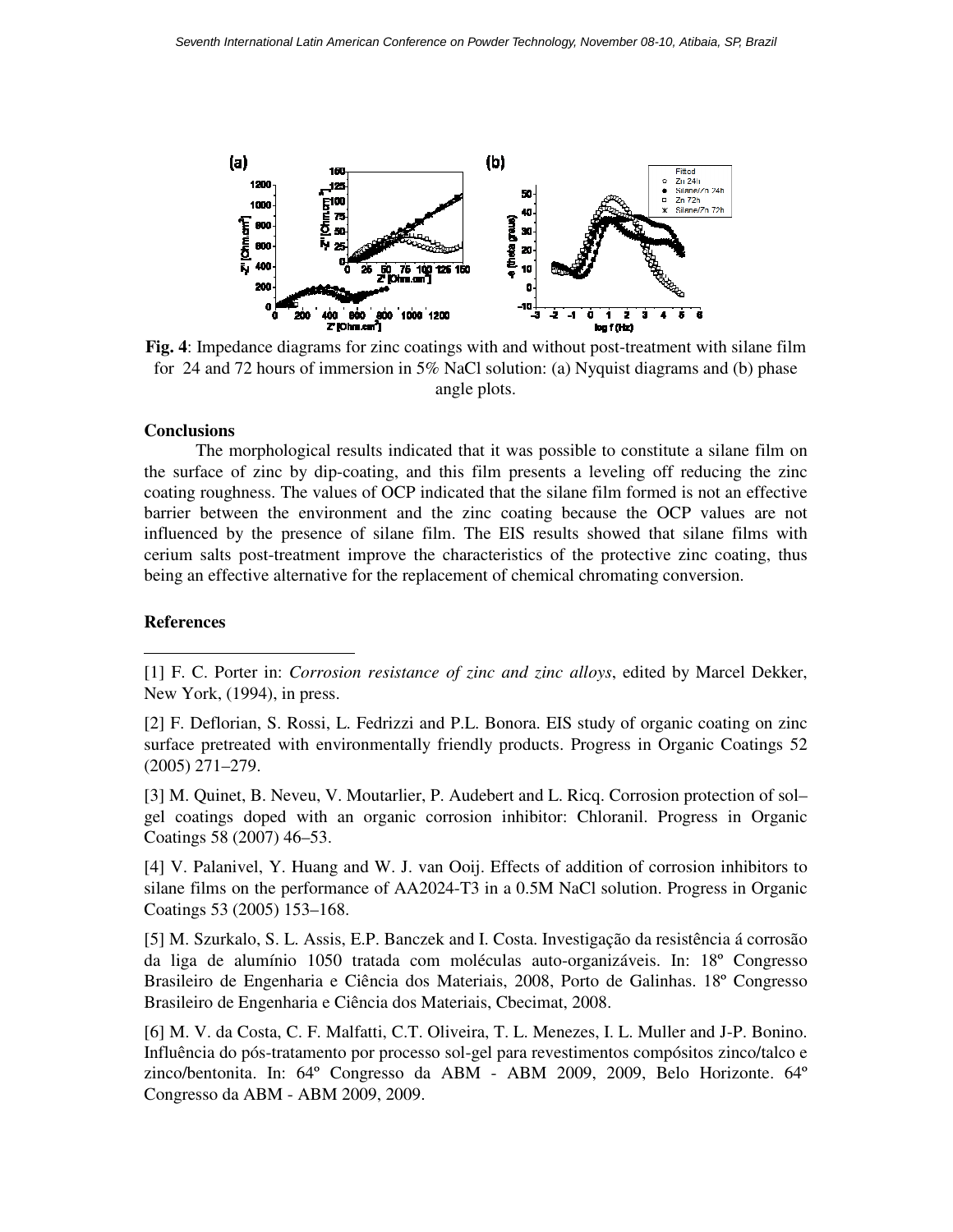(a)

1200
1000
800
600
400
200
0
-Z'' [Ohm.cm²]
0 200 400 600 800 1000 1200
Z' [Ohm.cm²]

150
125
100
75
50
25
0
-Z'' [Ohm.cm²]
0 25 50 75 100 125 150
Z' [Ohm.cm²]

(b)

Fitted
Zn 24h
Silane/Zn 24h
Zn 72h
Silane/Zn 72h

50
40
30
20
10
0
-10
-φ (theta graus)
-3 -2 -1 0 1 2 3 4 5 6
log f (Hz)

**Fig. 4**: Impedance diagrams for zinc coatings with and without post-treatment with silane film for 24 and 72 hours of immersion in 5% NaCl solution: (a) Nyquist diagrams and (b) phase angle plots.

## Conclusions

The morphological results indicated that it was possible to constitute a silane film on the surface of zinc by dip-coating, and this film presents a leveling off reducing the zinc coating roughness. The values of OCP indicated that the silane film formed is not an effective barrier between the environment and the zinc coating because the OCP values are not influenced by the presence of silane film. The EIS results showed that silane films with cerium salts post-treatment improve the characteristics of the protective zinc coating, thus being an effective alternative for the replacement of chemical chromating conversion.

## References

[1] F. C. Porter in: *Corrosion resistance of zinc and zinc alloys*, edited by Marcel Dekker, New York, (1994), in press.

[2] F. Deflorian, S. Rossi, L. Fedrizzi and P.L. Bonora. EIS study of organic coating on zinc surface pretreated with environmentally friendly products. Progress in Organic Coatings 52 (2005) 271–279.

[3] M. Quinet, B. Neveu, V. Moutarlier, P. Audebert and L. Ricq. Corrosion protection of sol–gel coatings doped with an organic corrosion inhibitor: Chloranil. Progress in Organic Coatings 58 (2007) 46–53.

[4] V. Palanivel, Y. Huang and W. J. van Ooij. Effects of addition of corrosion inhibitors to silane films on the performance of AA2024-T3 in a 0.5M NaCl solution. Progress in Organic Coatings 53 (2005) 153–168.

[5] M. Szurkalo, S. L. Assis, E.P. Banczek and I. Costa. Investigação da resistência á corrosão da liga de alumínio 1050 tratada com moléculas auto-organizáveis. In: 18º Congresso Brasileiro de Engenharia e Ciência dos Materiais, 2008, Porto de Galinhas. 18º Congresso Brasileiro de Engenharia e Ciência dos Materiais, Cbecimat, 2008.

[6] M. V. da Costa, C. F. Malfatti, C.T. Oliveira, T. L. Menezes, I. L. Muller and J-P. Bonino. Influência do pós-tratamento por processo sol-gel para revestimentos compósitos zinco/talco e zinco/bentonita. In: 64º Congresso da ABM - ABM 2009, 2009, Belo Horizonte. 64º Congresso da ABM - ABM 2009, 2009.